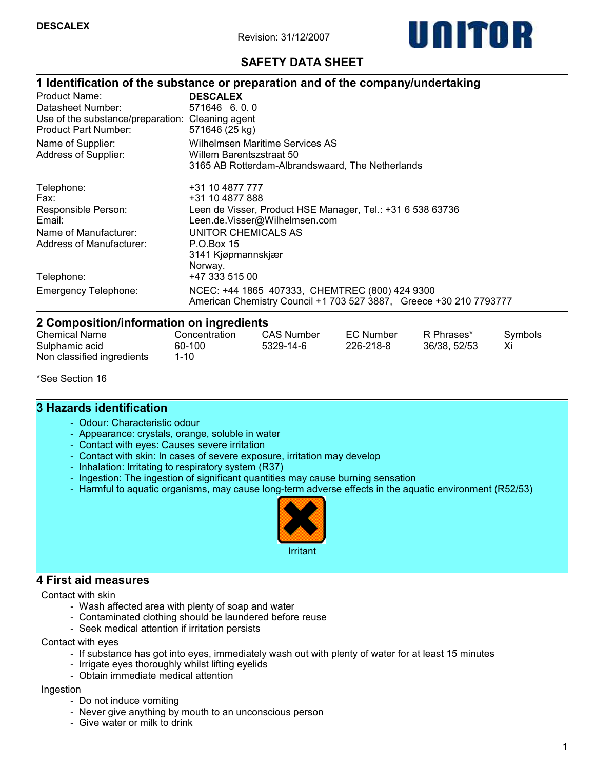**DESCALEX**

Revision: 31/12/2007

UNITOR

# SAFETY DATA SHEET

## 1 Identification of the substance or preparation and of the company/undertaking

| | |
|---|---|
| Product Name: | **DESCALEX** |
| Datasheet Number: | 571646 6. 0. 0 |
| Use of the substance/preparation: | Cleaning agent |
| Product Part Number: | 571646 (25 kg) |
| Name of Supplier: | Wilhelmsen Maritime Services AS |
| Address of Supplier: | Willem Barentszstraat 50<br>3165 AB Rotterdam-Albrandswaard, The Netherlands |
| Telephone: | +31 10 4877 777 |
| Fax: | +31 10 4877 888 |
| Responsible Person: | Leen de Visser, Product HSE Manager, Tel.: +31 6 538 63736 |
| Email: | Leen.de.Visser@Wilhelmsen.com |
| Name of Manufacturer: | UNITOR CHEMICALS AS |
| Address of Manufacturer: | P.O.Box 15<br>3141 Kjøpmannskjær<br>Norway. |
| Telephone: | +47 333 515 00 |
| Emergency Telephone: | NCEC: +44 1865 407333, CHEMTREC (800) 424 9300<br>American Chemistry Council +1 703 527 3887, Greece +30 210 7793777 |

## 2 Composition/information on ingredients

| Chemical Name | Concentration | CAS Number | EC Number | R Phrases* | Symbols |
|---|---|---|---|---|---|
| Sulphamic acid | 60-100 | 5329-14-6 | 226-218-8 | 36/38, 52/53 | Xi |
| Non classified ingredients | 1-10 | | | | |

*See Section 16

## 3 Hazards identification

- Odour: Characteristic odour
- Appearance: crystals, orange, soluble in water
- Contact with eyes: Causes severe irritation
- Contact with skin: In cases of severe exposure, irritation may develop
- Inhalation: Irritating to respiratory system (R37)
- Ingestion: The ingestion of significant quantities may cause burning sensation
- Harmful to aquatic organisms, may cause long-term adverse effects in the aquatic environment (R52/53)

Irritant

## 4 First aid measures

Contact with skin

- Wash affected area with plenty of soap and water
- Contaminated clothing should be laundered before reuse
- Seek medical attention if irritation persists

Contact with eyes

- If substance has got into eyes, immediately wash out with plenty of water for at least 15 minutes
- Irrigate eyes thoroughly whilst lifting eyelids
- Obtain immediate medical attention

Ingestion

- Do not induce vomiting
- Never give anything by mouth to an unconscious person
- Give water or milk to drink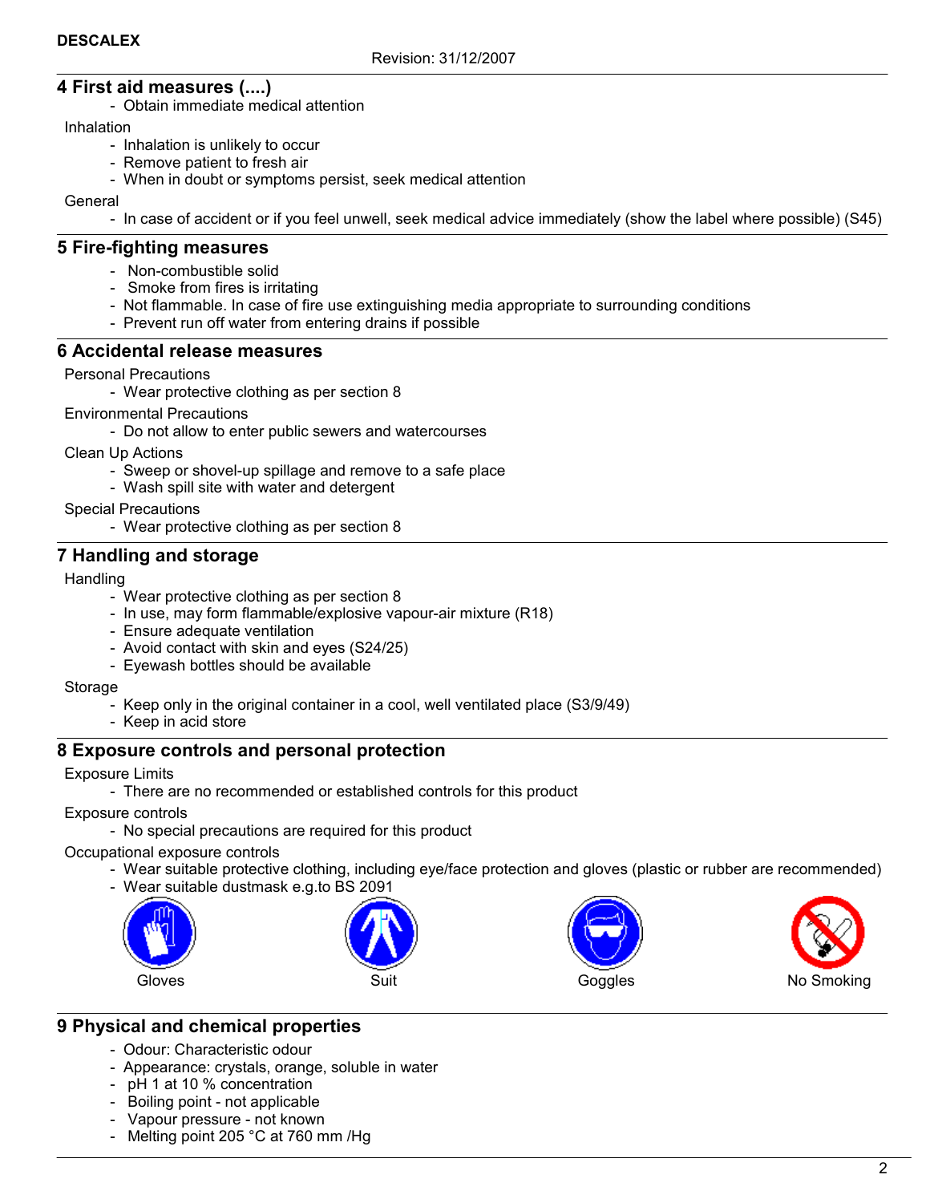## 4 First aid measures (....)

- Obtain immediate medical attention

Inhalation

- Inhalation is unlikely to occur
- Remove patient to fresh air
- When in doubt or symptoms persist, seek medical attention

General

- In case of accident or if you feel unwell, seek medical advice immediately (show the label where possible) (S45)

## 5 Fire-fighting measures

- Non-combustible solid
- Smoke from fires is irritating
- Not flammable. In case of fire use extinguishing media appropriate to surrounding conditions
- Prevent run off water from entering drains if possible

## 6 Accidental release measures

Personal Precautions

- Wear protective clothing as per section 8

Environmental Precautions

- Do not allow to enter public sewers and watercourses

Clean Up Actions

- Sweep or shovel-up spillage and remove to a safe place
- Wash spill site with water and detergent

Special Precautions

- Wear protective clothing as per section 8

## 7 Handling and storage

Handling

- Wear protective clothing as per section 8
- In use, may form flammable/explosive vapour-air mixture (R18)
- Ensure adequate ventilation
- Avoid contact with skin and eyes (S24/25)
- Eyewash bottles should be available

Storage

- Keep only in the original container in a cool, well ventilated place (S3/9/49)
- Keep in acid store

## 8 Exposure controls and personal protection

Exposure Limits

- There are no recommended or established controls for this product

Exposure controls

- No special precautions are required for this product

Occupational exposure controls

- Wear suitable protective clothing, including eye/face protection and gloves (plastic or rubber are recommended)
- Wear suitable dustmask e.g.to BS 2091

Gloves    Suit    Goggles    No Smoking

## 9 Physical and chemical properties

- Odour: Characteristic odour
- Appearance: crystals, orange, soluble in water
- pH 1 at 10 % concentration
- Boiling point - not applicable
- Vapour pressure - not known
- Melting point 205 °C at 760 mm /Hg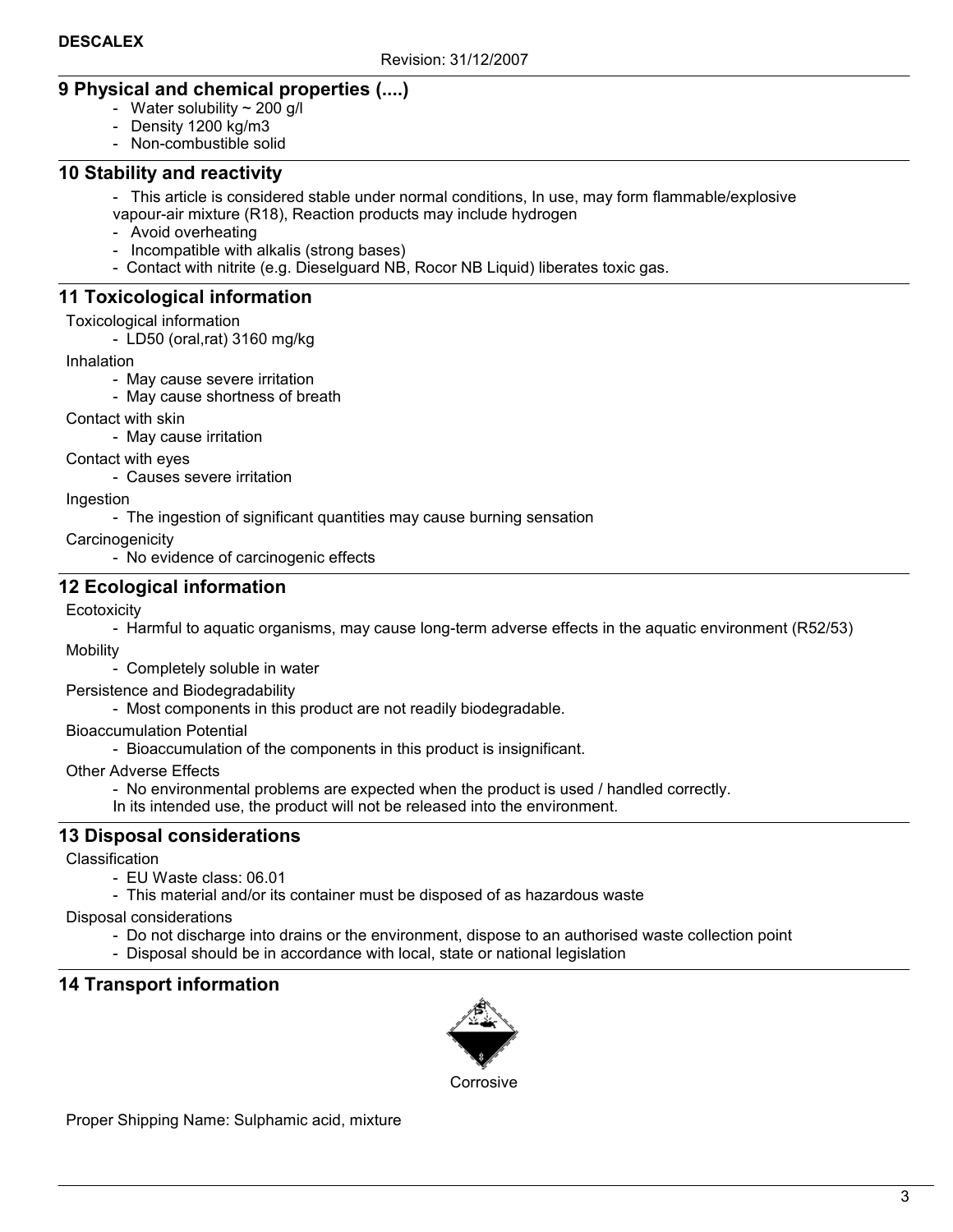## 9 Physical and chemical properties (....)

- Water solubility ~ 200 g/l
- Density 1200 kg/m3
- Non-combustible solid

## 10 Stability and reactivity

- This article is considered stable under normal conditions, In use, may form flammable/explosive vapour-air mixture (R18), Reaction products may include hydrogen
- Avoid overheating
- Incompatible with alkalis (strong bases)
- Contact with nitrite (e.g. Dieselguard NB, Rocor NB Liquid) liberates toxic gas.

## 11 Toxicological information

Toxicological information

- LD50 (oral,rat) 3160 mg/kg

Inhalation

- May cause severe irritation
- May cause shortness of breath

Contact with skin

- May cause irritation

Contact with eyes

- Causes severe irritation

Ingestion

- The ingestion of significant quantities may cause burning sensation

Carcinogenicity

- No evidence of carcinogenic effects

## 12 Ecological information

Ecotoxicity

- Harmful to aquatic organisms, may cause long-term adverse effects in the aquatic environment (R52/53)

Mobility

- Completely soluble in water

Persistence and Biodegradability

- Most components in this product are not readily biodegradable.

Bioaccumulation Potential

- Bioaccumulation of the components in this product is insignificant.

Other Adverse Effects

- No environmental problems are expected when the product is used / handled correctly.
  In its intended use, the product will not be released into the environment.

## 13 Disposal considerations

Classification

- EU Waste class: 06.01
- This material and/or its container must be disposed of as hazardous waste

Disposal considerations

- Do not discharge into drains or the environment, dispose to an authorised waste collection point
- Disposal should be in accordance with local, state or national legislation

## 14 Transport information

Corrosive

Proper Shipping Name: Sulphamic acid, mixture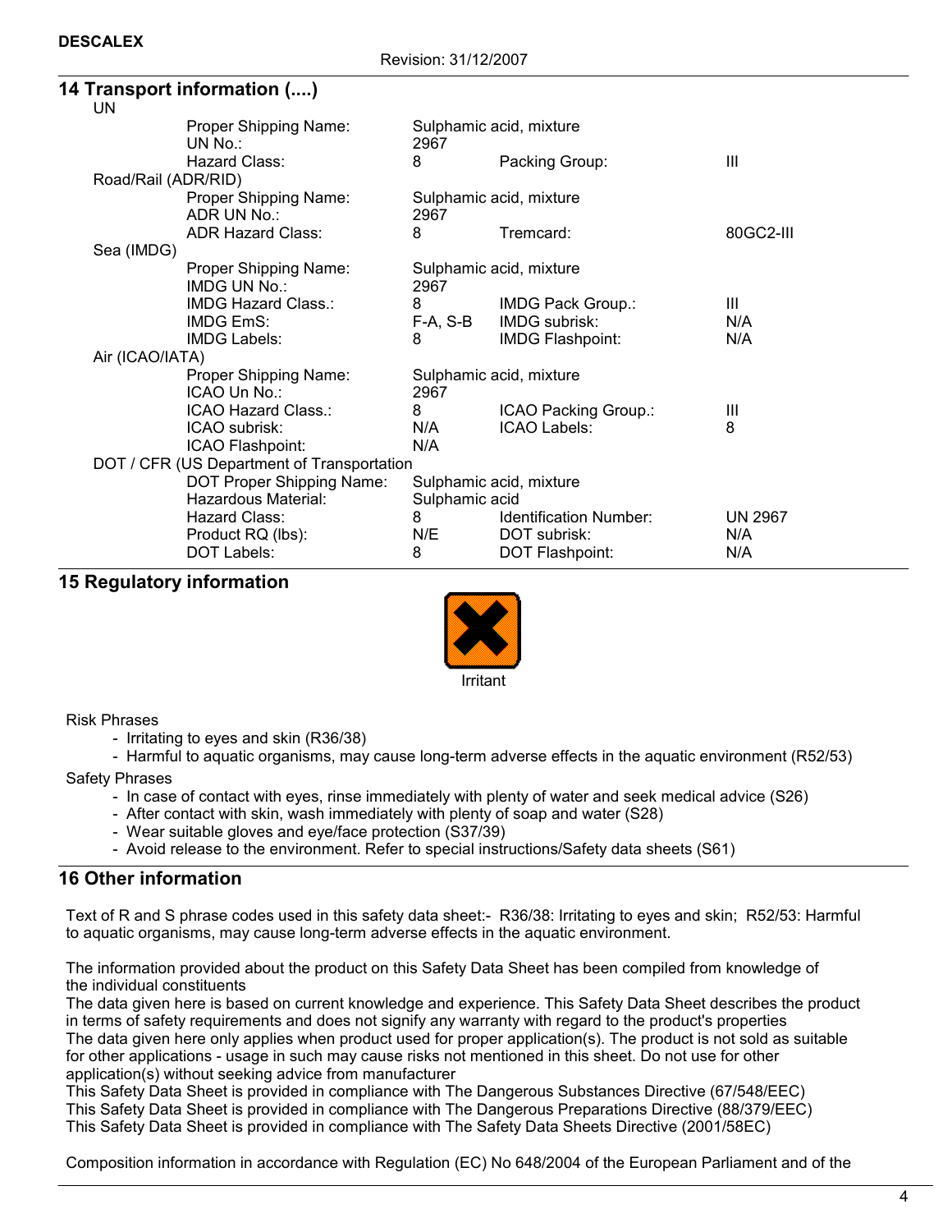## 14 Transport information (....)

**UN**

| | | | |
|---|---|---|---|
| Proper Shipping Name: | Sulphamic acid, mixture | | |
| UN No.: | 2967 | | |
| Hazard Class: | 8 | Packing Group: | III |

**Road/Rail (ADR/RID)**

| | | | |
|---|---|---|---|
| Proper Shipping Name: | Sulphamic acid, mixture | | |
| ADR UN No.: | 2967 | | |
| ADR Hazard Class: | 8 | Tremcard: | 80GC2-III |

**Sea (IMDG)**

| | | | |
|---|---|---|---|
| Proper Shipping Name: | Sulphamic acid, mixture | | |
| IMDG UN No.: | 2967 | | |
| IMDG Hazard Class.: | 8 | IMDG Pack Group.: | III |
| IMDG EmS: | F-A, S-B | IMDG subrisk: | N/A |
| IMDG Labels: | 8 | IMDG Flashpoint: | N/A |

**Air (ICAO/IATA)**

| | | | |
|---|---|---|---|
| Proper Shipping Name: | Sulphamic acid, mixture | | |
| ICAO Un No.: | 2967 | | |
| ICAO Hazard Class.: | 8 | ICAO Packing Group.: | III |
| ICAO subrisk: | N/A | ICAO Labels: | 8 |
| ICAO Flashpoint: | N/A | | |

**DOT / CFR (US Department of Transportation**

| | | | |
|---|---|---|---|
| DOT Proper Shipping Name: | Sulphamic acid, mixture | | |
| Hazardous Material: | Sulphamic acid | | |
| Hazard Class: | 8 | Identification Number: | UN 2967 |
| Product RQ (lbs): | N/E | DOT subrisk: | N/A |
| DOT Labels: | 8 | DOT Flashpoint: | N/A |

## 15 Regulatory information

Irritant

Risk Phrases

- Irritating to eyes and skin (R36/38)
- Harmful to aquatic organisms, may cause long-term adverse effects in the aquatic environment (R52/53)

Safety Phrases

- In case of contact with eyes, rinse immediately with plenty of water and seek medical advice (S26)
- After contact with skin, wash immediately with plenty of soap and water (S28)
- Wear suitable gloves and eye/face protection (S37/39)
- Avoid release to the environment. Refer to special instructions/Safety data sheets (S61)

## 16 Other information

Text of R and S phrase codes used in this safety data sheet:- R36/38: Irritating to eyes and skin; R52/53: Harmful to aquatic organisms, may cause long-term adverse effects in the aquatic environment.

The information provided about the product on this Safety Data Sheet has been compiled from knowledge of the individual constituents
The data given here is based on current knowledge and experience. This Safety Data Sheet describes the product in terms of safety requirements and does not signify any warranty with regard to the product's properties
The data given here only applies when product used for proper application(s). The product is not sold as suitable for other applications - usage in such may cause risks not mentioned in this sheet. Do not use for other application(s) without seeking advice from manufacturer
This Safety Data Sheet is provided in compliance with The Dangerous Substances Directive (67/548/EEC)
This Safety Data Sheet is provided in compliance with The Dangerous Preparations Directive (88/379/EEC)
This Safety Data Sheet is provided in compliance with The Safety Data Sheets Directive (2001/58EC)

Composition information in accordance with Regulation (EC) No 648/2004 of the European Parliament and of the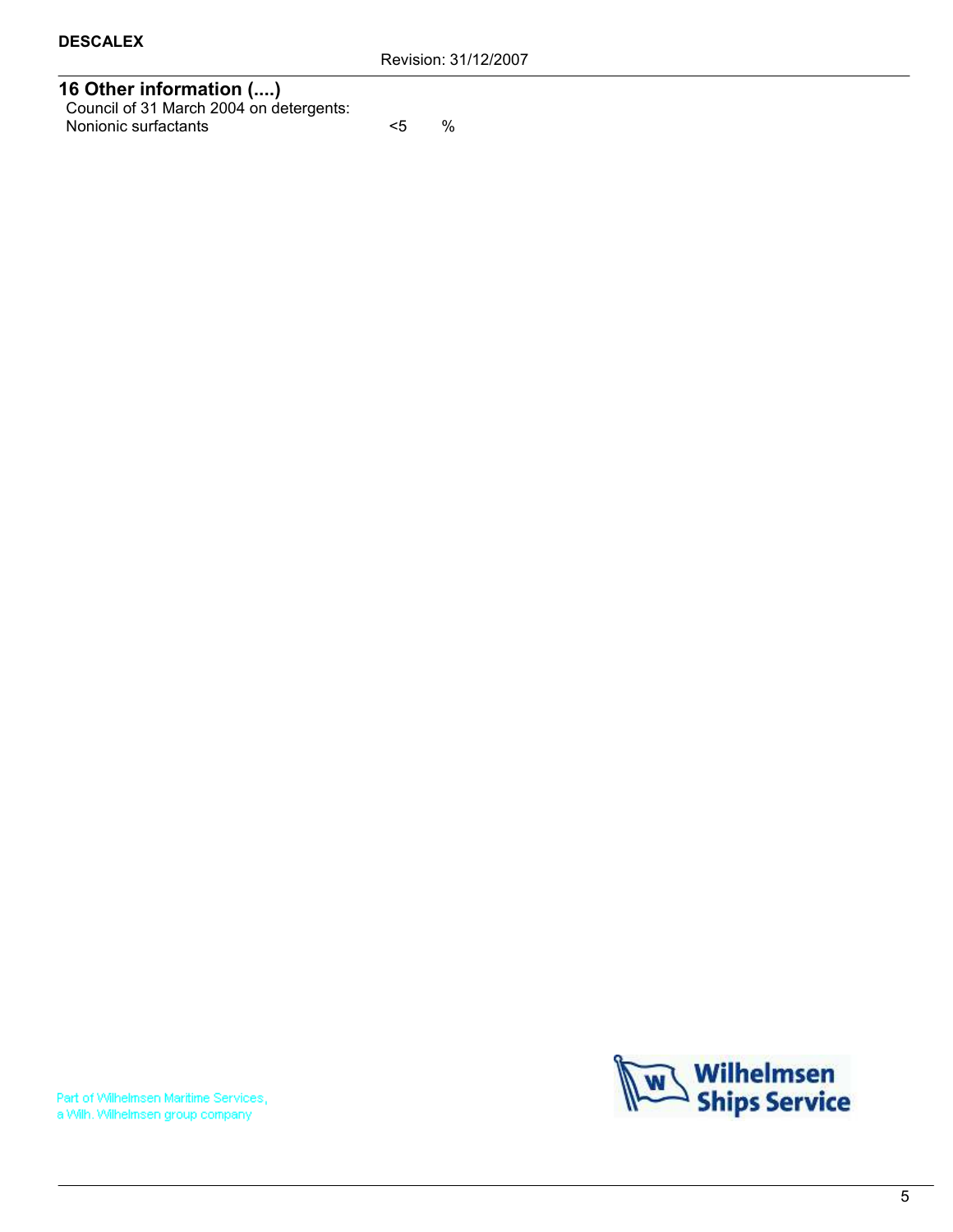## 16 Other information (....)

Council of 31 March 2004 on detergents:

| | | |
|---|---|---|
| Nonionic surfactants | <5 | % |